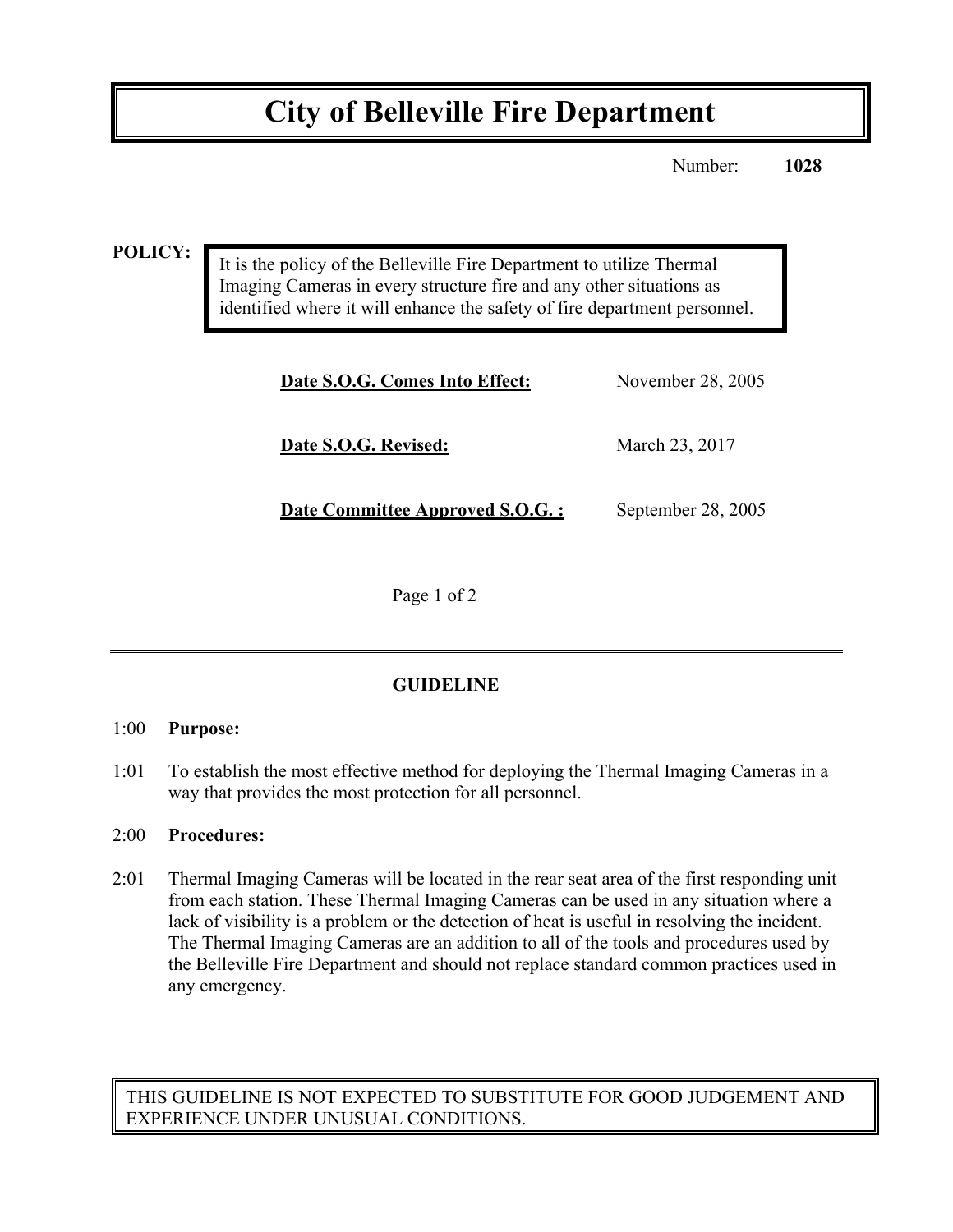# City of Belleville Fire Department

Number: **1028**

**POLICY:**

It is the policy of the Belleville Fire Department to utilize Thermal Imaging Cameras in every structure fire and any other situations as identified where it will enhance the safety of fire department personnel.

| | |
|---|---|
| **Date S.O.G. Comes Into Effect:** | November 28, 2005 |
| **Date S.O.G. Revised:** | March 23, 2017 |
| **Date Committee Approved S.O.G. :** | September 28, 2005 |

## GUIDELINE

1:00 **Purpose:**

1:01 To establish the most effective method for deploying the Thermal Imaging Cameras in a way that provides the most protection for all personnel.

2:00 **Procedures:**

2:01 Thermal Imaging Cameras will be located in the rear seat area of the first responding unit from each station. These Thermal Imaging Cameras can be used in any situation where a lack of visibility is a problem or the detection of heat is useful in resolving the incident. The Thermal Imaging Cameras are an addition to all of the tools and procedures used by the Belleville Fire Department and should not replace standard common practices used in any emergency.

THIS GUIDELINE IS NOT EXPECTED TO SUBSTITUTE FOR GOOD JUDGEMENT AND EXPERIENCE UNDER UNUSUAL CONDITIONS.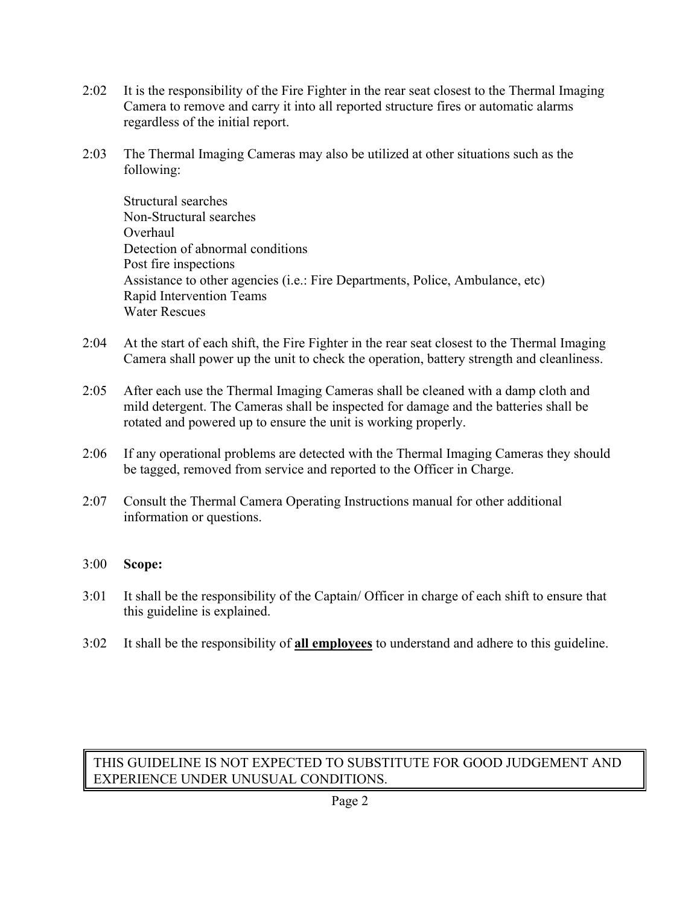2:02 It is the responsibility of the Fire Fighter in the rear seat closest to the Thermal Imaging Camera to remove and carry it into all reported structure fires or automatic alarms regardless of the initial report.

2:03 The Thermal Imaging Cameras may also be utilized at other situations such as the following:

Structural searches
Non-Structural searches
Overhaul
Detection of abnormal conditions
Post fire inspections
Assistance to other agencies (i.e.: Fire Departments, Police, Ambulance, etc)
Rapid Intervention Teams
Water Rescues

2:04 At the start of each shift, the Fire Fighter in the rear seat closest to the Thermal Imaging Camera shall power up the unit to check the operation, battery strength and cleanliness.

2:05 After each use the Thermal Imaging Cameras shall be cleaned with a damp cloth and mild detergent. The Cameras shall be inspected for damage and the batteries shall be rotated and powered up to ensure the unit is working properly.

2:06 If any operational problems are detected with the Thermal Imaging Cameras they should be tagged, removed from service and reported to the Officer in Charge.

2:07 Consult the Thermal Camera Operating Instructions manual for other additional information or questions.

3:00 **Scope:**

3:01 It shall be the responsibility of the Captain/ Officer in charge of each shift to ensure that this guideline is explained.

3:02 It shall be the responsibility of **all employees** to understand and adhere to this guideline.

THIS GUIDELINE IS NOT EXPECTED TO SUBSTITUTE FOR GOOD JUDGEMENT AND EXPERIENCE UNDER UNUSUAL CONDITIONS.